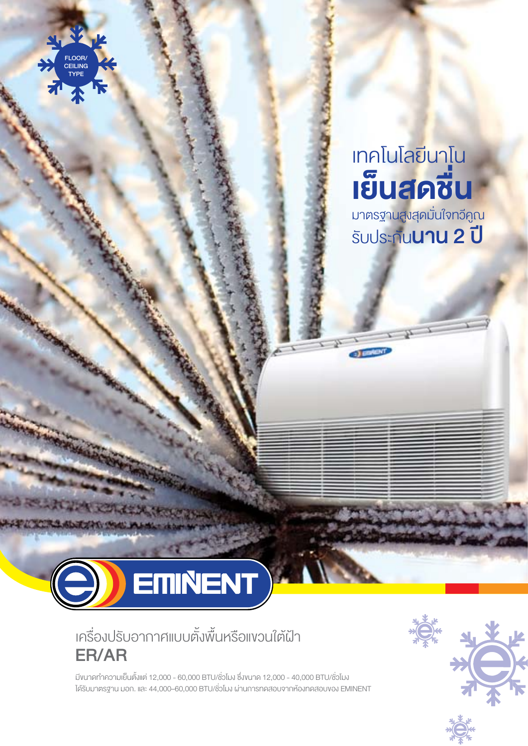FLOOR/
CEILING
TYPE

เทคโนโลยีนาโน
# เย็นสดชื่น

มาตรฐานสูงสุดมั่นใจทวีคูณ
รับประกัน**นาน 2 ปี**

EMINENT

## เครื่องปรับอากาศแบบตั้งพื้นหรือแขวนใต้ฝ้า
## ER/AR

มีขนาดทำความเย็นตั้งแต่ 12,000 - 60,000 BTU/ชั่วโมง ซึ่งขนาด 12,000 - 40,000 BTU/ชั่วโมง
ได้รับมาตรฐาน มอก. และ 44,000–60,000 BTU/ชั่วโมง ผ่านการทดสอบจากห้องทดสอบของ EMINENT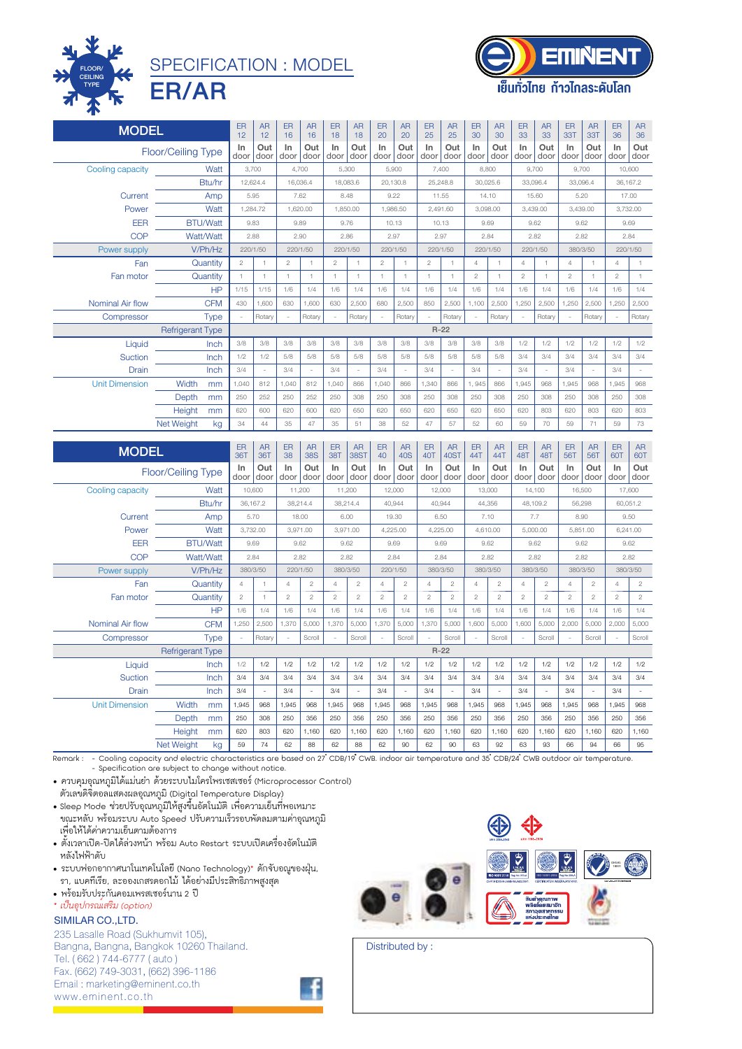FLOOR/ CEILING TYPE

# SPECIFICATION : MODEL
# ER/AR

EMINENT เย็นทั่วไทย ก้าวไกลระดับโลก

| MODEL | | ER 12 | AR 12 | ER 16 | AR 16 | ER 18 | AR 18 | ER 20 | AR 20 | ER 25 | AR 25 | ER 30 | AR 30 | ER 33 | AR 33 | ER 33T | AR 33T | ER 36 | AR 36 |
|---|---|---|---|---|---|---|---|---|---|---|---|---|---|---|---|---|---|---|---|
| Floor/Ceiling Type | | In door | Out door | In door | Out door | In door | Out door | In door | Out door | In door | Out door | In door | Out door | In door | Out door | In door | Out door | In door | Out door |
| Cooling capacity | Watt | 3,700 | | 4,700 | | 5,300 | | 5,900 | | 7,400 | | 8,800 | | 9,700 | | 9,700 | | 10,600 | |
| | Btu/hr | 12,624.4 | | 16,036.4 | | 18,083.6 | | 20,130.8 | | 25,248.8 | | 30,025.6 | | 33,096.4 | | 33,096.4 | | 36,167.2 | |
| Current | Amp | 5.95 | | 7.62 | | 8.48 | | 9.22 | | 11.55 | | 14.10 | | 15.60 | | 5.20 | | 17.00 | |
| Power | Watt | 1,284.72 | | 1,620.00 | | 1,850.00 | | 1,986.50 | | 2,491.60 | | 3,098.00 | | 3,439.00 | | 3,439.00 | | 3,732.00 | |
| EER | BTU/Watt | 9.83 | | 9.89 | | 9.76 | | 10.13 | | 10.13 | | 9.69 | | 9.62 | | 9.62 | | 9.69 | |
| COP | Watt/Watt | 2.88 | | 2.90 | | 2.86 | | 2.97 | | 2.97 | | 2.84 | | 2.82 | | 2.82 | | 2.84 | |
| Power supply | V/Ph/Hz | 220/1/50 | | 220/1/50 | | 220/1/50 | | 220/1/50 | | 220/1/50 | | 220/1/50 | | 220/1/50 | | 380/3/50 | | 220/1/50 | |
| Fan | Quantity | 2 | 1 | 2 | 1 | 2 | 1 | 2 | 1 | 2 | 1 | 4 | 1 | 4 | 1 | 4 | 1 | 4 | 1 |
| Fan motor | Quantity | 1 | 1 | 1 | 1 | 1 | 1 | 1 | 1 | 1 | 1 | 2 | 1 | 2 | 1 | 2 | 1 | 2 | 1 |
| | HP | 1/15 | 1/15 | 1/6 | 1/4 | 1/6 | 1/4 | 1/6 | 1/4 | 1/6 | 1/4 | 1/6 | 1/4 | 1/6 | 1/4 | 1/6 | 1/4 | 1/6 | 1/4 |
| Nominal Air flow | CFM | 430 | 1,600 | 630 | 1,600 | 630 | 2,500 | 680 | 2,500 | 850 | 2,500 | 1,100 | 2,500 | 1,250 | 2,500 | 1,250 | 2,500 | 1,250 | 2,500 |
| Compressor | Type | - | Rotary | - | Rotary | - | Rotary | - | Rotary | - | Rotary | - | Rotary | - | Rotary | - | Rotary | - | Rotary |
| Refrigerant Type | | R-22 | | | | | | | | | | | | | | | | | |
| Liquid | Inch | 3/8 | 3/8 | 3/8 | 3/8 | 3/8 | 3/8 | 3/8 | 3/8 | 3/8 | 3/8 | 3/8 | 3/8 | 1/2 | 1/2 | 1/2 | 1/2 | 1/2 | 1/2 |
| Suction | Inch | 1/2 | 1/2 | 5/8 | 5/8 | 5/8 | 5/8 | 5/8 | 5/8 | 5/8 | 5/8 | 5/8 | 5/8 | 3/4 | 3/4 | 3/4 | 3/4 | 3/4 | 3/4 |
| Drain | Inch | 3/4 | - | 3/4 | - | 3/4 | - | 3/4 | - | 3/4 | - | 3/4 | - | 3/4 | - | 3/4 | - | 3/4 | - |
| Unit Dimension | Width mm | 1,040 | 812 | 1,040 | 812 | 1,040 | 866 | 1,040 | 866 | 1,340 | 866 | 1,945 | 866 | 1,945 | 968 | 1,945 | 968 | 1,945 | 968 |
| | Depth mm | 250 | 252 | 250 | 252 | 250 | 308 | 250 | 308 | 250 | 308 | 250 | 308 | 250 | 308 | 250 | 308 | 250 | 308 |
| | Height mm | 620 | 600 | 620 | 600 | 620 | 650 | 620 | 650 | 620 | 650 | 620 | 650 | 620 | 803 | 620 | 803 | 620 | 803 |
| | Net Weight kg | 34 | 44 | 35 | 47 | 35 | 51 | 38 | 52 | 47 | 57 | 52 | 60 | 59 | 70 | 59 | 71 | 59 | 73 |

| MODEL | | ER 36T | AR 36T | ER 38 | AR 38S | ER 38T | AR 38ST | ER 40 | AR 40S | ER 40T | AR 40ST | ER 44T | AR 44T | ER 48T | AR 48T | ER 56T | AR 56T | ER 60T | AR 60T |
|---|---|---|---|---|---|---|---|---|---|---|---|---|---|---|---|---|---|---|---|
| Floor/Ceiling Type | | In door | Out door | In door | Out door | In door | Out door | In door | Out door | In door | Out door | In door | Out door | In door | Out door | In door | Out door | In door | Out door |
| Cooling capacity | Watt | 10,600 | | 11,200 | | 11,200 | | 12,000 | | 12,000 | | 13,000 | | 14,100 | | 16,500 | | 17,600 | |
| | Btu/hr | 36,167.2 | | 38,214.4 | | 38,214.4 | | 40,944 | | 40,944 | | 44,356 | | 48,109.2 | | 56,298 | | 60,051.2 | |
| Current | Amp | 5.70 | | 18.00 | | 6.00 | | 19.30 | | 6.50 | | 7.10 | | 7.7 | | 8.90 | | 9.50 | |
| Power | Watt | 3,732.00 | | 3,971.00 | | 3,971.00 | | 4,225.00 | | 4,225.00 | | 4,610.00 | | 5,000.00 | | 5,851.00 | | 6,241.00 | |
| EER | BTU/Watt | 9.69 | | 9.62 | | 9.62 | | 9.69 | | 9.69 | | 9.62 | | 9.62 | | 9.62 | | 9.62 | |
| COP | Watt/Watt | 2.84 | | 2.82 | | 2.82 | | 2.84 | | 2.84 | | 2.82 | | 2.82 | | 2.82 | | 2.82 | |
| Power supply | V/Ph/Hz | 380/3/50 | | 220/1/50 | | 380/3/50 | | 220/1/50 | | 380/3/50 | | 380/3/50 | | 380/3/50 | | 380/3/50 | | 380/3/50 | |
| Fan | Quantity | 4 | 1 | 4 | 2 | 4 | 2 | 4 | 2 | 4 | 2 | 4 | 2 | 4 | 2 | 4 | 2 | 4 | 2 |
| Fan motor | Quantity | 2 | 1 | 2 | 2 | 2 | 2 | 2 | 2 | 2 | 2 | 2 | 2 | 2 | 2 | 2 | 2 | 2 | 2 |
| | HP | 1/6 | 1/4 | 1/6 | 1/4 | 1/6 | 1/4 | 1/6 | 1/4 | 1/6 | 1/4 | 1/6 | 1/4 | 1/6 | 1/4 | 1/6 | 1/4 | 1/6 | 1/4 |
| Nominal Air flow | CFM | 1,250 | 2,500 | 1,370 | 5,000 | 1,370 | 5,000 | 1,370 | 5,000 | 1,370 | 5,000 | 1,600 | 5,000 | 1,600 | 5,000 | 2,000 | 5,000 | 2,000 | 5,000 |
| Compressor | Type | - | Rotary | - | Scroll | - | Scroll | - | Scroll | - | Scroll | - | Scroll | - | Scroll | - | Scroll | - | Scroll |
| Refrigerant Type | | R-22 | | | | | | | | | | | | | | | | | |
| Liquid | Inch | 1/2 | 1/2 | 1/2 | 1/2 | 1/2 | 1/2 | 1/2 | 1/2 | 1/2 | 1/2 | 1/2 | 1/2 | 1/2 | 1/2 | 1/2 | 1/2 | 1/2 | 1/2 |
| Suction | Inch | 3/4 | 3/4 | 3/4 | 3/4 | 3/4 | 3/4 | 3/4 | 3/4 | 3/4 | 3/4 | 3/4 | 3/4 | 3/4 | 3/4 | 3/4 | 3/4 | 3/4 | 3/4 |
| Drain | Inch | 3/4 | - | 3/4 | - | 3/4 | - | 3/4 | - | 3/4 | - | 3/4 | - | 3/4 | - | 3/4 | - | 3/4 | - |
| Unit Dimension | Width mm | 1,945 | 968 | 1,945 | 968 | 1,945 | 968 | 1,945 | 968 | 1,945 | 968 | 1,945 | 968 | 1,945 | 968 | 1,945 | 968 | 1,945 | 968 |
| | Depth mm | 250 | 308 | 250 | 356 | 250 | 356 | 250 | 356 | 250 | 356 | 250 | 356 | 250 | 356 | 250 | 356 | 250 | 356 |
| | Height mm | 620 | 803 | 620 | 1,160 | 620 | 1,160 | 620 | 1,160 | 620 | 1,160 | 620 | 1,160 | 620 | 1,160 | 620 | 1,160 | 620 | 1,160 |
| | Net Weight kg | 59 | 74 | 62 | 88 | 62 | 88 | 62 | 90 | 62 | 90 | 63 | 92 | 63 | 93 | 66 | 94 | 66 | 95 |

Remark : - Cooling capacity and electric characteristics are based on 27° CDB/19° CWB. indoor air temperature and 35° CDB/24° CWB outdoor air temperature.
- Specification are subject to change without notice.

- ควบคุมอุณหภูมิได้แม่นยำ ด้วยระบบไมโครโพรเซสเซอร์ (Microprocessor Control) ตัวเลขดิจิตอลแสดงผลอุณหภูมิ (Digital Temperature Display)
- Sleep Mode ช่วยปรับอุณหภูมิให้สูงขึ้นอัตโนมัติ เพื่อความเย็นที่พอเหมาะขณะหลับ พร้อมระบบ Auto Speed ปรับความเร็วรอบพัดลมตามค่าอุณหภูมิ เพื่อให้ได้ค่าความเย็นตามต้องการ
- ตั้งเวลาเปิด-ปิดได้ล่วงหน้า พร้อม Auto Restart ระบบเปิดเครื่องอัตโนมัติหลังไฟฟ้าดับ
- ระบบฟอกอากาศนาโนเทคโนโลยี (Nano Technology)* ดักจับอณูของฝุ่น, รา, แบคทีเรีย, ละอองเกสรดอกไม้ ได้อย่างมีประสิทธิภาพสูงสุด
- พร้อมรับประกันคอมเพรสเซอร์นาน 2 ปี

*\* เป็นอุปกรณ์เสริม (option)*

**SIMILAR CO.,LTD.**

235 Lasalle Road (Sukhumvit 105),
Bangna, Bangna, Bangkok 10260 Thailand.
Tel. ( 662 ) 744-6777 ( auto )
Fax. (662) 749-3031, (662) 396-1186
Email : marketing@eminent.co.th
www.eminent.co.th

Distributed by :